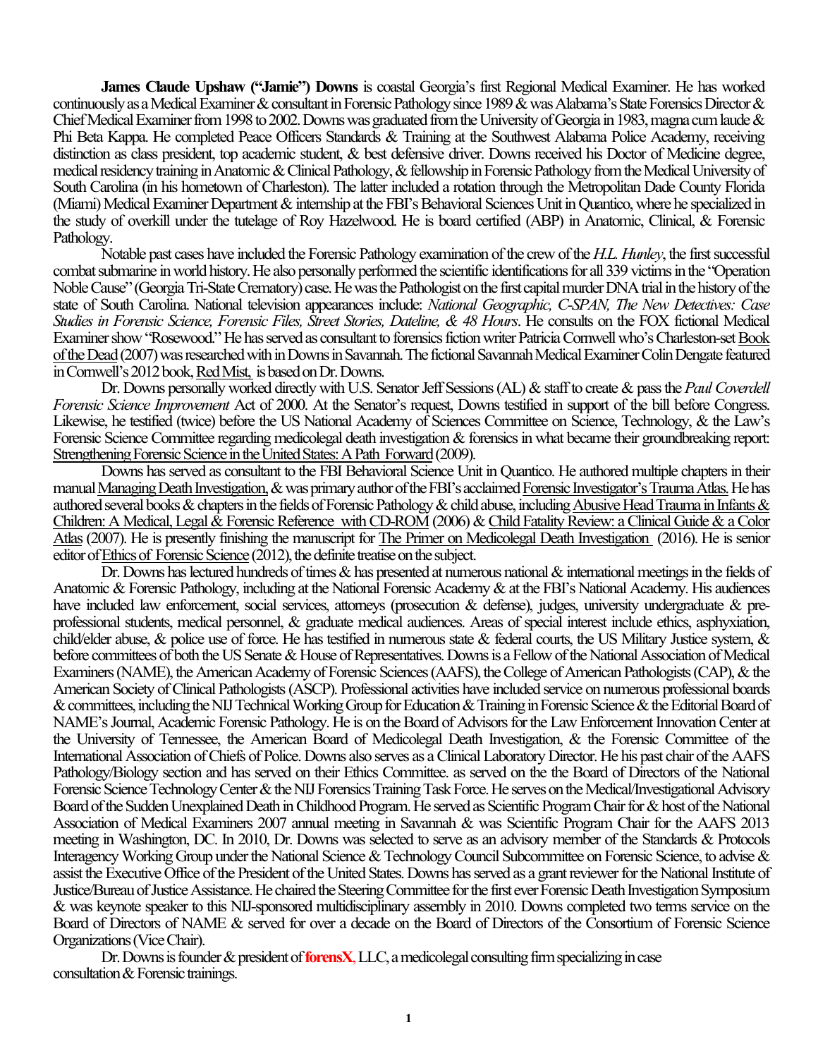**James Claude Upshaw ("Jamie") Downs** is coastal Georgia's first Regional Medical Examiner. He has worked continuously as a Medical Examiner & consultant in Forensic Pathology since 1989 & was Alabama's State Forensics Director & Chief Medical Examiner from 1998 to 2002. Downs was graduated from the University of Georgia in 1983, magna cum laude & Phi Beta Kappa. He completed Peace Officers Standards & Training at the Southwest Alabama Police Academy, receiving distinction as class president, top academic student, & best defensive driver. Downs received his Doctor of Medicine degree, medical residency training in Anatomic & Clinical Pathology, & fellowship in Forensic Pathology from the Medical University of South Carolina (in his hometown of Charleston). The latter included a rotation through the Metropolitan Dade County Florida (Miami) Medical Examiner Department & internship at the FBI's Behavioral Sciences Unit in Quantico, where he specialized in the study of overkill under the tutelage of Roy Hazelwood. He is board certified (ABP) in Anatomic, Clinical, & Forensic Pathology.

Notable past cases have included the Forensic Pathology examination of the crew of the *H.L. Hunley*, the first successful combat submarine in world history. He also personally performed the scientific identifications for all 339 victims in the "Operation Noble Cause" (Georgia Tri-State Crematory) case. He was the Pathologist on the first capital murder DNA trial in the history of the state of South Carolina. National television appearances include: *National Geographic, C-SPAN, The New Detectives: Case Studies in Forensic Science, Forensic Files, Street Stories, Dateline, & 48 Hours*. He consults on the FOX fictional Medical Examiner show "Rosewood." He has served as consultant to forensics fiction writer Patricia Cornwell who's Charleston-set Book of the Dead (2007) was researched with in Downs in Savannah. The fictional Savannah Medical Examiner Colin Dengate featured in Cornwell's 2012 book, Red Mist, is based on Dr. Downs.

Dr. Downs personally worked directly with U.S. Senator Jeff Sessions (AL) & staff to create & pass the *Paul Coverdell Forensic Science Improvement* Act of 2000. At the Senator's request, Downs testified in support of the bill before Congress. Likewise, he testified (twice) before the US National Academy of Sciences Committee on Science, Technology, & the Law's Forensic Science Committee regarding medicolegal death investigation & forensics in what became their groundbreaking report: Strengthening Forensic Science in the United States: A Path Forward (2009).

Downs has served as consultant to the FBI Behavioral Science Unit in Quantico. He authored multiple chapters in their manual Managing Death Investigation, & was primary author of the FBI's acclaimed Forensic Investigator's Trauma Atlas. He has authored several books & chapters in the fields of Forensic Pathology & child abuse, including Abusive Head Trauma in Infants & Children: A Medical, Legal & Forensic Reference with CD-ROM (2006) & Child Fatality Review: a Clinical Guide & a Color Atlas (2007). He is presently finishing the manuscript for The Primer on Medicolegal Death Investigation (2016). He is senior editor of Ethics of Forensic Science (2012), the definite treatise on the subject.

Dr. Downs has lectured hundreds of times & has presented at numerous national & international meetings in the fields of Anatomic & Forensic Pathology, including at the National Forensic Academy & at the FBI's National Academy. His audiences have included law enforcement, social services, attorneys (prosecution & defense), judges, university undergraduate & pre-professional students, medical personnel, & graduate medical audiences. Areas of special interest include ethics, asphyxiation, child/elder abuse, & police use of force. He has testified in numerous state & federal courts, the US Military Justice system, & before committees of both the US Senate & House of Representatives. Downs is a Fellow of the National Association of Medical Examiners (NAME), the American Academy of Forensic Sciences (AAFS), the College of American Pathologists (CAP), & the American Society of Clinical Pathologists (ASCP). Professional activities have included service on numerous professional boards & committees, including the NIJ Technical Working Group for Education & Training in Forensic Science & the Editorial Board of NAME's Journal, Academic Forensic Pathology. He is on the Board of Advisors for the Law Enforcement Innovation Center at the University of Tennessee, the American Board of Medicolegal Death Investigation, & the Forensic Committee of the International Association of Chiefs of Police. Downs also serves as a Clinical Laboratory Director. He his past chair of the AAFS Pathology/Biology section and has served on their Ethics Committee. as served on the the Board of Directors of the National Forensic Science Technology Center & the NIJ Forensics Training Task Force. He serves on the Medical/Investigational Advisory Board of the Sudden Unexplained Death in Childhood Program. He served as Scientific Program Chair for & host of the National Association of Medical Examiners 2007 annual meeting in Savannah & was Scientific Program Chair for the AAFS 2013 meeting in Washington, DC. In 2010, Dr. Downs was selected to serve as an advisory member of the Standards & Protocols Interagency Working Group under the National Science & Technology Council Subcommittee on Forensic Science, to advise & assist the Executive Office of the President of the United States. Downs has served as a grant reviewer for the National Institute of Justice/Bureau of Justice Assistance. He chaired the Steering Committee for the first ever Forensic Death Investigation Symposium & was keynote speaker to this NIJ-sponsored multidisciplinary assembly in 2010. Downs completed two terms service on the Board of Directors of NAME & served for over a decade on the Board of Directors of the Consortium of Forensic Science Organizations (Vice Chair).

Dr. Downs is founder & president of **forensX**, LLC, a medicolegal consulting firm specializing in case consultation & Forensic trainings.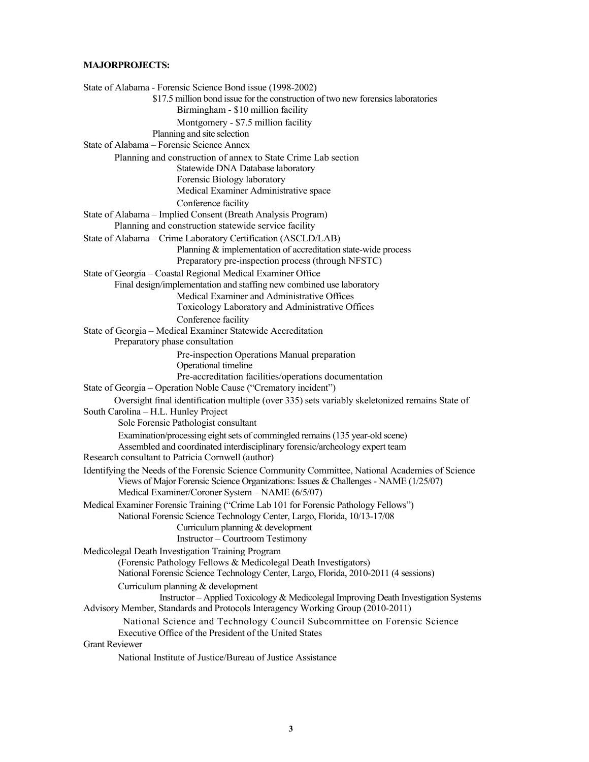**MAJORPROJECTS:**

State of Alabama - Forensic Science Bond issue (1998-2002)

- $17.5 million bond issue for the construction of two new forensics laboratories
  - Birmingham - $10 million facility
  - Montgomery - $7.5 million facility
- Planning and site selection

State of Alabama – Forensic Science Annex

- Planning and construction of annex to State Crime Lab section
  - Statewide DNA Database laboratory
  - Forensic Biology laboratory
  - Medical Examiner Administrative space
  - Conference facility

State of Alabama – Implied Consent (Breath Analysis Program)

- Planning and construction statewide service facility

State of Alabama – Crime Laboratory Certification (ASCLD/LAB)

- Planning & implementation of accreditation state-wide process
- Preparatory pre-inspection process (through NFSTC)

State of Georgia – Coastal Regional Medical Examiner Office

- Final design/implementation and staffing new combined use laboratory
  - Medical Examiner and Administrative Offices
  - Toxicology Laboratory and Administrative Offices
  - Conference facility

State of Georgia – Medical Examiner Statewide Accreditation

- Preparatory phase consultation
  - Pre-inspection Operations Manual preparation
  - Operational timeline
  - Pre-accreditation facilities/operations documentation

State of Georgia – Operation Noble Cause ("Crematory incident")

- Oversight final identification multiple (over 335) sets variably skeletonized remains State of

South Carolina – H.L. Hunley Project

- Sole Forensic Pathologist consultant
- Examination/processing eight sets of commingled remains (135 year-old scene)
- Assembled and coordinated interdisciplinary forensic/archeology expert team

Research consultant to Patricia Cornwell (author)

Identifying the Needs of the Forensic Science Community Committee, National Academies of Science

- Views of Major Forensic Science Organizations: Issues & Challenges - NAME (1/25/07)
- Medical Examiner/Coroner System – NAME (6/5/07)

Medical Examiner Forensic Training ("Crime Lab 101 for Forensic Pathology Fellows")

- National Forensic Science Technology Center, Largo, Florida, 10/13-17/08
  - Curriculum planning & development
  - Instructor – Courtroom Testimony

Medicolegal Death Investigation Training Program

- (Forensic Pathology Fellows & Medicolegal Death Investigators)
- National Forensic Science Technology Center, Largo, Florida, 2010-2011 (4 sessions)
- Curriculum planning & development
  - Instructor – Applied Toxicology & Medicolegal Improving Death Investigation Systems

Advisory Member, Standards and Protocols Interagency Working Group (2010-2011)

- National Science and Technology Council Subcommittee on Forensic Science
- Executive Office of the President of the United States

Grant Reviewer

- National Institute of Justice/Bureau of Justice Assistance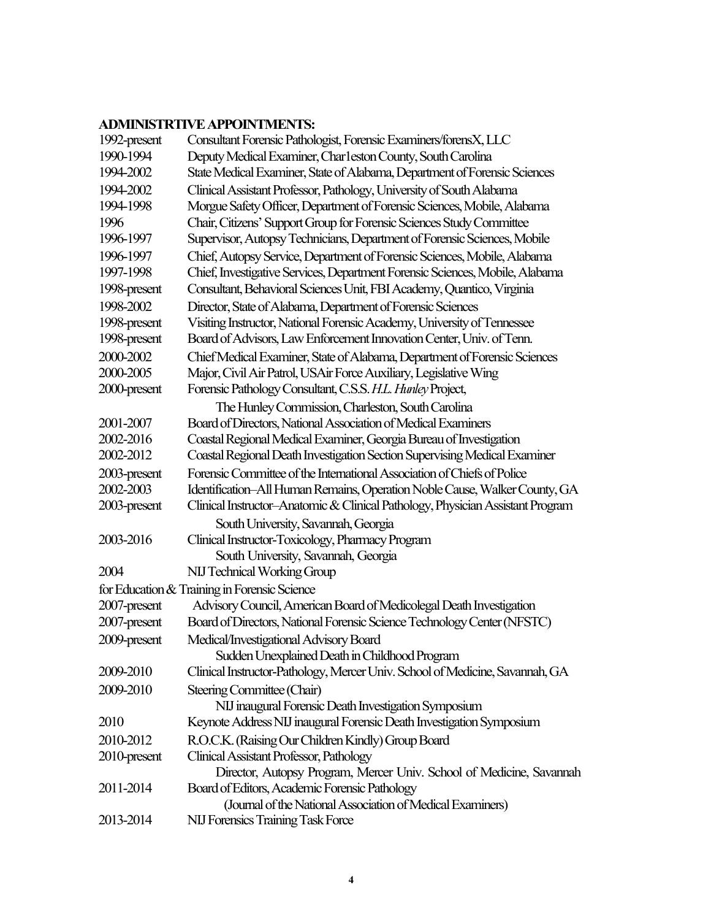**ADMINISTRTIVE APPOINTMENTS:**

| | |
|---|---|
| 1992-present | Consultant Forensic Pathologist, Forensic Examiners/forensX, LLC |
| 1990-1994 | Deputy Medical Examiner, Char1eston County, South Carolina |
| 1994-2002 | State Medical Examiner, State of Alabama, Department of Forensic Sciences |
| 1994-2002 | Clinical Assistant Professor, Pathology, University of South Alabama |
| 1994-1998 | Morgue Safety Officer, Department of Forensic Sciences, Mobile, Alabama |
| 1996 | Chair, Citizens' Support Group for Forensic Sciences Study Committee |
| 1996-1997 | Supervisor, Autopsy Technicians, Department of Forensic Sciences, Mobile |
| 1996-1997 | Chief, Autopsy Service, Department of Forensic Sciences, Mobile, Alabama |
| 1997-1998 | Chief, Investigative Services, Department Forensic Sciences, Mobile, Alabama |
| 1998-present | Consultant, Behavioral Sciences Unit, FBI Academy, Quantico, Virginia |
| 1998-2002 | Director, State of Alabama, Department of Forensic Sciences |
| 1998-present | Visiting Instructor, National Forensic Academy, University of Tennessee |
| 1998-present | Board of Advisors, Law Enforcement Innovation Center, Univ. of Tenn. |
| 2000-2002 | Chief Medical Examiner, State of Alabama, Department of Forensic Sciences |
| 2000-2005 | Major, Civil Air Patrol, US Air Force Auxiliary, Legislative Wing |
| 2000-present | Forensic Pathology Consultant, C.S.S. *H.L. Hunley* Project, The Hunley Commission, Charleston, South Carolina |
| 2001-2007 | Board of Directors, National Association of Medical Examiners |
| 2002-2016 | Coastal Regional Medical Examiner, Georgia Bureau of Investigation |
| 2002-2012 | Coastal Regional Death Investigation Section Supervising Medical Examiner |
| 2003-present | Forensic Committee of the International Association of Chiefs of Police |
| 2002-2003 | Identification–All Human Remains, Operation Noble Cause, Walker County, GA |
| 2003-present | Clinical Instructor–Anatomic & Clinical Pathology, Physician Assistant Program South University, Savannah, Georgia |
| 2003-2016 | Clinical Instructor-Toxicology, Pharmacy Program South University, Savannah, Georgia |
| 2004 | NIJ Technical Working Group for Education & Training in Forensic Science |
| 2007-present | Advisory Council, American Board of Medicolegal Death Investigation |
| 2007-present | Board of Directors, National Forensic Science Technology Center (NFSTC) |
| 2009-present | Medical/Investigational Advisory Board Sudden Unexplained Death in Childhood Program |
| 2009-2010 | Clinical Instructor-Pathology, Mercer Univ. School of Medicine, Savannah, GA |
| 2009-2010 | Steering Committee (Chair) NIJ inaugural Forensic Death Investigation Symposium |
| 2010 | Keynote Address NIJ inaugural Forensic Death Investigation Symposium |
| 2010-2012 | R.O.C.K. (Raising Our Children Kindly) Group Board |
| 2010-present | Clinical Assistant Professor, Pathology Director, Autopsy Program, Mercer Univ. School of Medicine, Savannah |
| 2011-2014 | Board of Editors, Academic Forensic Pathology (Journal of the National Association of Medical Examiners) |
| 2013-2014 | NIJ Forensics Training Task Force |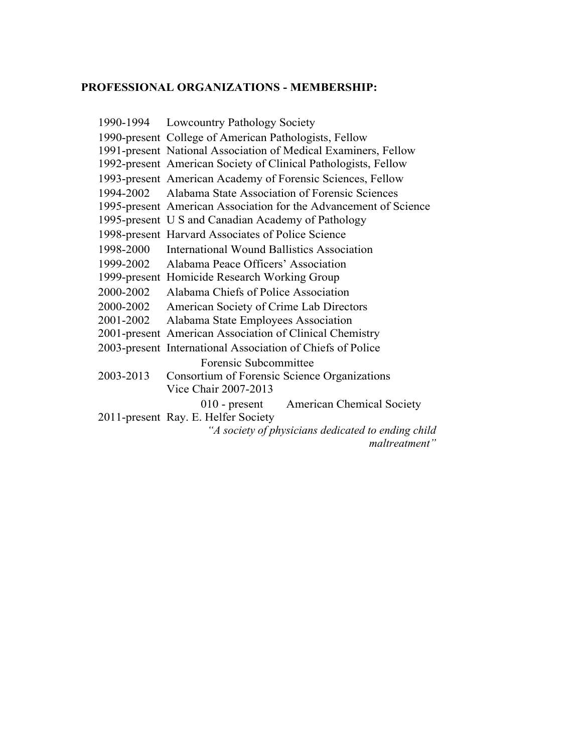**PROFESSIONAL ORGANIZATIONS - MEMBERSHIP:**

1990-1994 Lowcountry Pathology Society
1990-present College of American Pathologists, Fellow
1991-present National Association of Medical Examiners, Fellow
1992-present American Society of Clinical Pathologists, Fellow
1993-present American Academy of Forensic Sciences, Fellow
1994-2002 Alabama State Association of Forensic Sciences
1995-present American Association for the Advancement of Science
1995-present U S and Canadian Academy of Pathology
1998-present Harvard Associates of Police Science
1998-2000 International Wound Ballistics Association
1999-2002 Alabama Peace Officers' Association
1999-present Homicide Research Working Group
2000-2002 Alabama Chiefs of Police Association
2000-2002 American Society of Crime Lab Directors
2001-2002 Alabama State Employees Association
2001-present American Association of Clinical Chemistry
2003-present International Association of Chiefs of Police
Forensic Subcommittee
2003-2013 Consortium of Forensic Science Organizations
Vice Chair 2007-2013
010 - present American Chemical Society
2011-present Ray. E. Helfer Society
*"A society of physicians dedicated to ending child maltreatment"*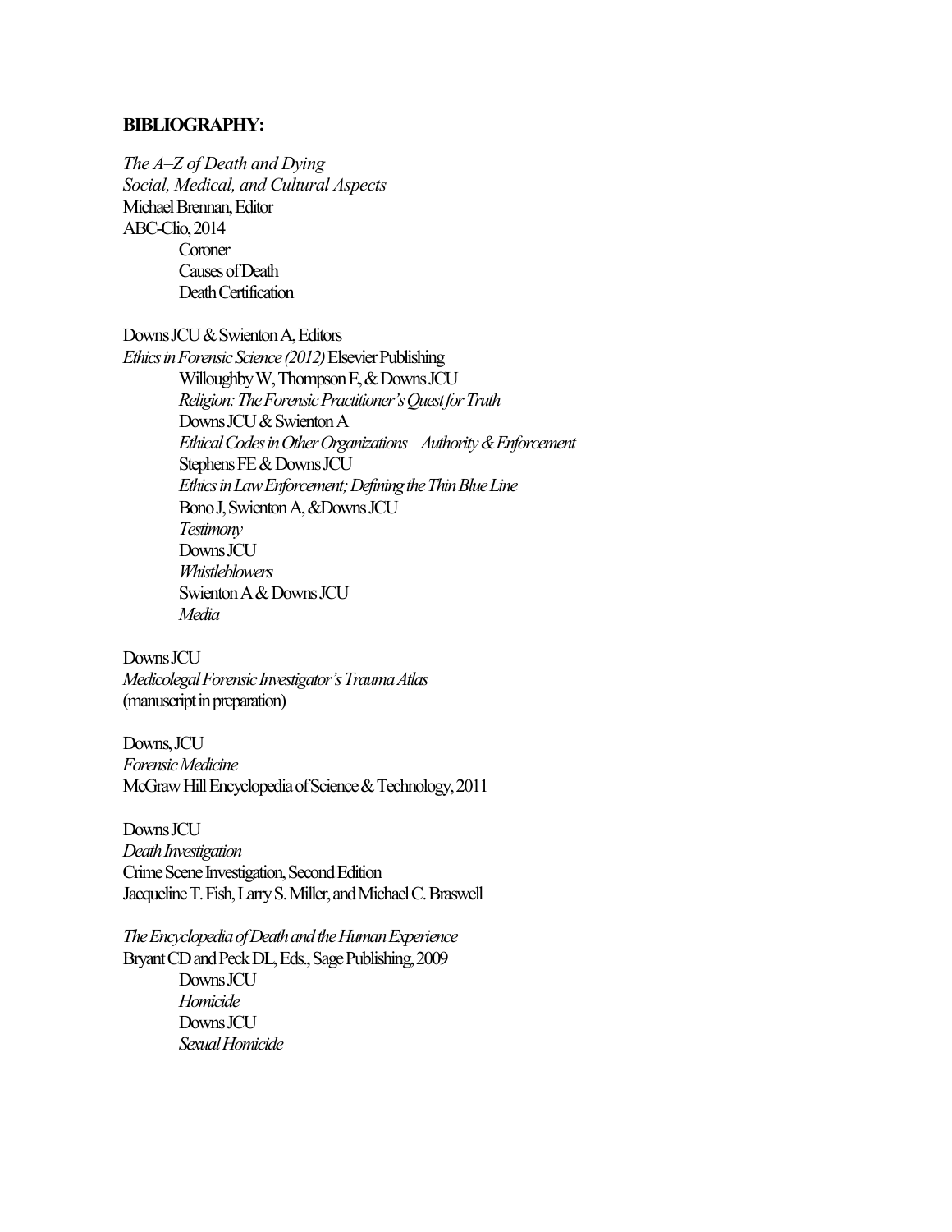**BIBLIOGRAPHY:**

*The A–Z of Death and Dying*
*Social, Medical, and Cultural Aspects*
Michael Brennan, Editor
ABC-Clio, 2014

- Coroner
- Causes of Death
- Death Certification

Downs JCU & Swienton A, Editors
*Ethics in Forensic Science (2012)* Elsevier Publishing

- Willoughby W, Thompson E, & Downs JCU
  *Religion: The Forensic Practitioner's Quest for Truth*
- Downs JCU & Swienton A
  *Ethical Codes in Other Organizations – Authority & Enforcement*
- Stephens FE & Downs JCU
  *Ethics in Law Enforcement; Defining the Thin Blue Line*
- Bono J, Swienton A, &Downs JCU
  *Testimony*
- Downs JCU
  *Whistleblowers*
- Swienton A & Downs JCU
  *Media*

Downs JCU
*Medicolegal Forensic Investigator's Trauma Atlas*
(manuscript in preparation)

Downs, JCU
*Forensic Medicine*
McGraw Hill Encyclopedia of Science & Technology, 2011

Downs JCU
*Death Investigation*
Crime Scene Investigation, Second Edition
Jacqueline T. Fish, Larry S. Miller, and Michael C. Braswell

*The Encyclopedia of Death and the Human Experience*
Bryant CD and Peck DL, Eds., Sage Publishing, 2009

- Downs JCU
  *Homicide*
- Downs JCU
  *Sexual Homicide*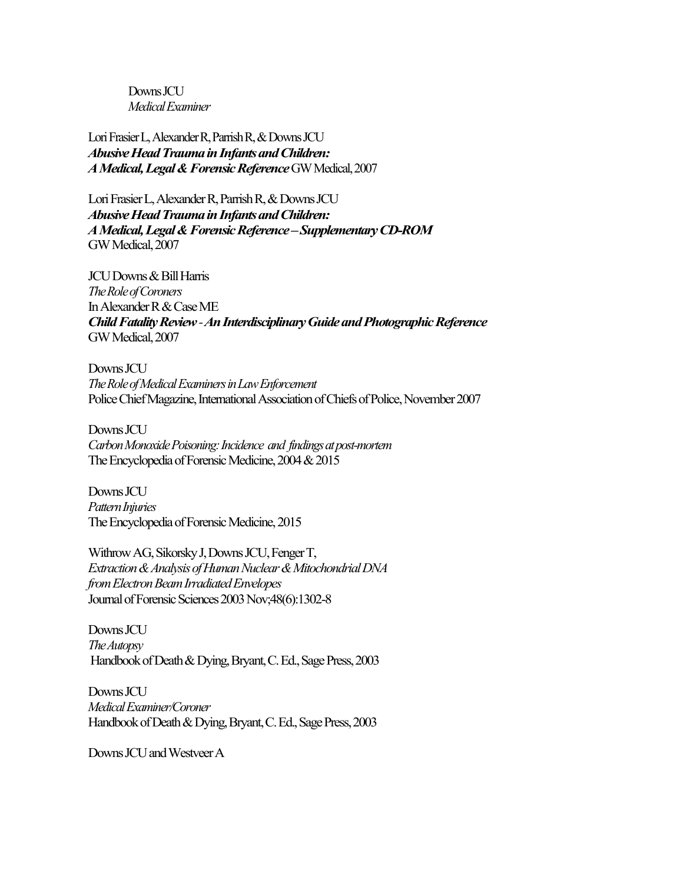Downs JCU
*Medical Examiner*

Lori Frasier L, Alexander R, Parrish R, & Downs JCU
***Abusive Head Trauma in Infants and Children:***
***A Medical, Legal & Forensic Reference*** GW Medical, 2007

Lori Frasier L, Alexander R, Parrish R, & Downs JCU
***Abusive Head Trauma in Infants and Children:***
***A Medical, Legal & Forensic Reference – Supplementary CD-ROM***
GW Medical, 2007

JCU Downs & Bill Harris
*The Role of Coroners*
In Alexander R & Case ME
***Child Fatality Review - An Interdisciplinary Guide and Photographic Reference***
GW Medical, 2007

Downs JCU
*The Role of Medical Examiners in Law Enforcement*
Police Chief Magazine, International Association of Chiefs of Police, November 2007

Downs JCU
*Carbon Monoxide Poisoning: Incidence and findings at post-mortem*
The Encyclopedia of Forensic Medicine, 2004 & 2015

Downs JCU
*Pattern Injuries*
The Encyclopedia of Forensic Medicine, 2015

Withrow AG, Sikorsky J, Downs JCU, Fenger T,
*Extraction & Analysis of Human Nuclear & Mitochondrial DNA*
*from Electron Beam Irradiated Envelopes*
Journal of Forensic Sciences 2003 Nov;48(6):1302-8

Downs JCU
*The Autopsy*
Handbook of Death & Dying, Bryant, C. Ed., Sage Press, 2003

Downs JCU
*Medical Examiner/Coroner*
Handbook of Death & Dying, Bryant, C. Ed., Sage Press, 2003

Downs JCU and Westveer A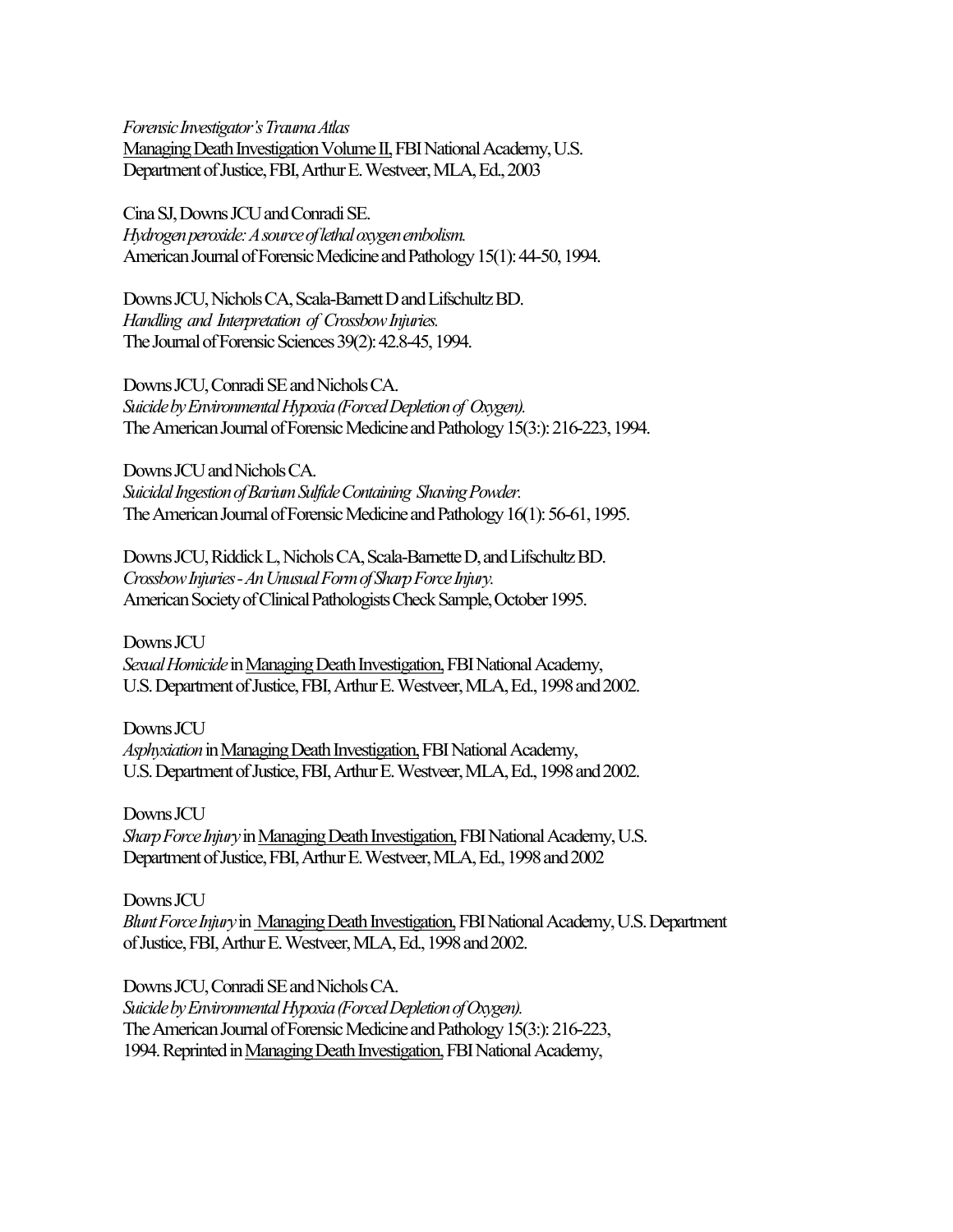*Forensic Investigator's Trauma Atlas*
<u>Managing Death Investigation Volume II,</u> FBI National Academy, U.S. Department of Justice, FBI, Arthur E. Westveer, MLA, Ed., 2003

Cina SJ, Downs JCU and Conradi SE.
*Hydrogen peroxide: A source of lethal oxygen embolism.*
American Journal of Forensic Medicine and Pathology 15(1): 44-50, 1994.

Downs JCU, Nichols CA, Scala-Barnett D and Lifschultz BD.
*Handling and Interpretation of Crossbow Injuries.*
The Journal of Forensic Sciences 39(2): 42.8-45, 1994.

Downs JCU, Conradi SE and Nichols CA.
*Suicide by Environmental Hypoxia (Forced Depletion of Oxygen).*
The American Journal of Forensic Medicine and Pathology 15(3:): 216-223, 1994.

Downs JCU and Nichols CA.
*Suicidal Ingestion of Barium Sulfide Containing Shaving Powder.*
The American Journal of Forensic Medicine and Pathology 16(1): 56-61, 1995.

Downs JCU, Riddick L, Nichols CA, Scala-Barnette D, and Lifschultz BD.
*Crossbow Injuries - An Unusual Form of Sharp Force Injury.*
American Society of Clinical Pathologists Check Sample, October 1995.

Downs JCU
*Sexual Homicide* in <u>Managing Death Investigation,</u> FBI National Academy, U.S. Department of Justice, FBI, Arthur E. Westveer, MLA, Ed., 1998 and 2002.

Downs JCU
*Asphyxiation* in <u>Managing Death Investigation,</u> FBI National Academy, U.S. Department of Justice, FBI, Arthur E. Westveer, MLA, Ed., 1998 and 2002.

Downs JCU
*Sharp Force Injury* in <u>Managing Death Investigation,</u> FBI National Academy, U.S. Department of Justice, FBI, Arthur E. Westveer, MLA, Ed., 1998 and 2002

Downs JCU
*Blunt Force Injury* in <u>Managing Death Investigation,</u> FBI National Academy, U.S. Department of Justice, FBI, Arthur E. Westveer, MLA, Ed., 1998 and 2002.

Downs JCU, Conradi SE and Nichols CA.
*Suicide by Environmental Hypoxia (Forced Depletion of Oxygen).*
The American Journal of Forensic Medicine and Pathology 15(3:): 216-223, 1994. Reprinted in <u>Managing Death Investigation,</u> FBI National Academy,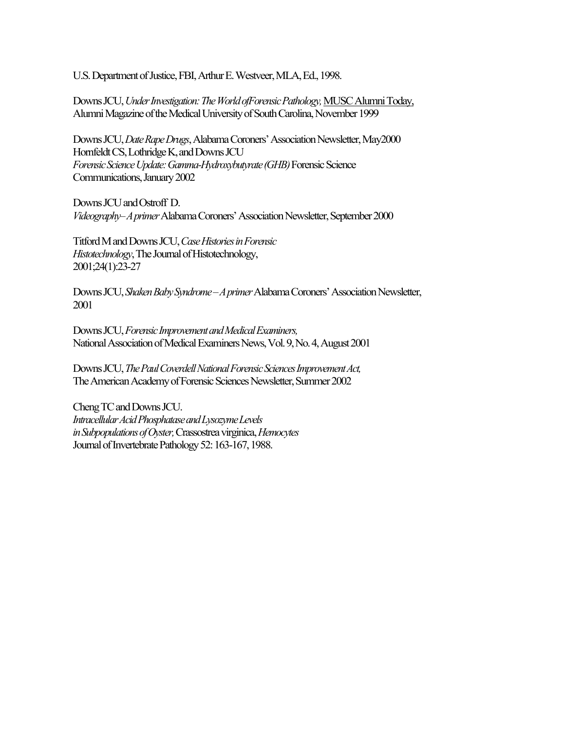U.S. Department of Justice, FBI, Arthur E. Westveer, MLA, Ed., 1998.

Downs JCU, *Under Investigation: The World ofForensic Pathology,* MUSC Alumni Today, Alumni Magazine of the Medical University of South Carolina, November 1999

Downs JCU, *Date Rape Drugs*, Alabama Coroners' Association Newsletter, May2000
Hornfeldt CS, Lothridge K, and Downs JCU
*Forensic Science Update: Gamma-Hydroxybutyrate (GHB)* Forensic Science Communications, January 2002

Downs JCU and Ostroff D.
*Videography– A primer* Alabama Coroners' Association Newsletter, September 2000

Titford M and Downs JCU, *Case Histories in Forensic Histotechnology*, The Journal of Histotechnology, 2001;24(1):23-27

Downs JCU, *Shaken Baby Syndrome – A primer* Alabama Coroners' Association Newsletter, 2001

Downs JCU, *Forensic Improvement and Medical Examiners,*
National Association of Medical Examiners News, Vol. 9, No. 4, August 2001

Downs JCU, *The Paul Coverdell National Forensic Sciences Improvement Act,*
The American Academy of Forensic Sciences Newsletter, Summer 2002

Cheng TC and Downs JCU.
*Intracellular Acid Phosphatase and Lysozyme Levels in Subpopulations of Oyster,* Crassostrea virginica, *Hemocytes*
Journal of Invertebrate Pathology 52: 163-167, 1988.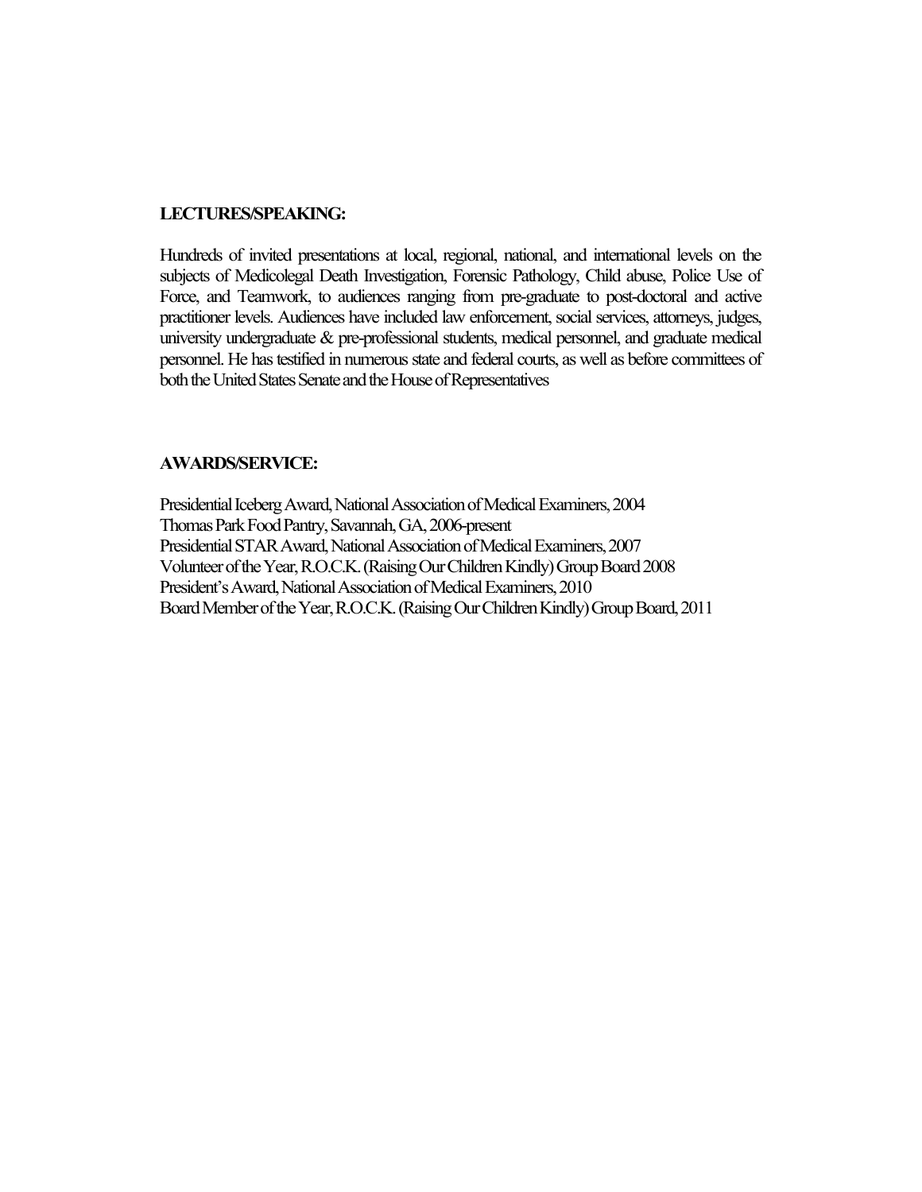**LECTURES/SPEAKING:**

Hundreds of invited presentations at local, regional, national, and international levels on the subjects of Medicolegal Death Investigation, Forensic Pathology, Child abuse, Police Use of Force, and Teamwork, to audiences ranging from pre-graduate to post-doctoral and active practitioner levels. Audiences have included law enforcement, social services, attorneys, judges, university undergraduate & pre-professional students, medical personnel, and graduate medical personnel. He has testified in numerous state and federal courts, as well as before committees of both the United States Senate and the House of Representatives

**AWARDS/SERVICE:**

Presidential Iceberg Award, National Association of Medical Examiners, 2004
Thomas Park Food Pantry, Savannah, GA, 2006-present
Presidential STAR Award, National Association of Medical Examiners, 2007
Volunteer of the Year, R.O.C.K. (Raising Our Children Kindly) Group Board 2008
President's Award, National Association of Medical Examiners, 2010
Board Member of the Year, R.O.C.K. (Raising Our Children Kindly) Group Board, 2011